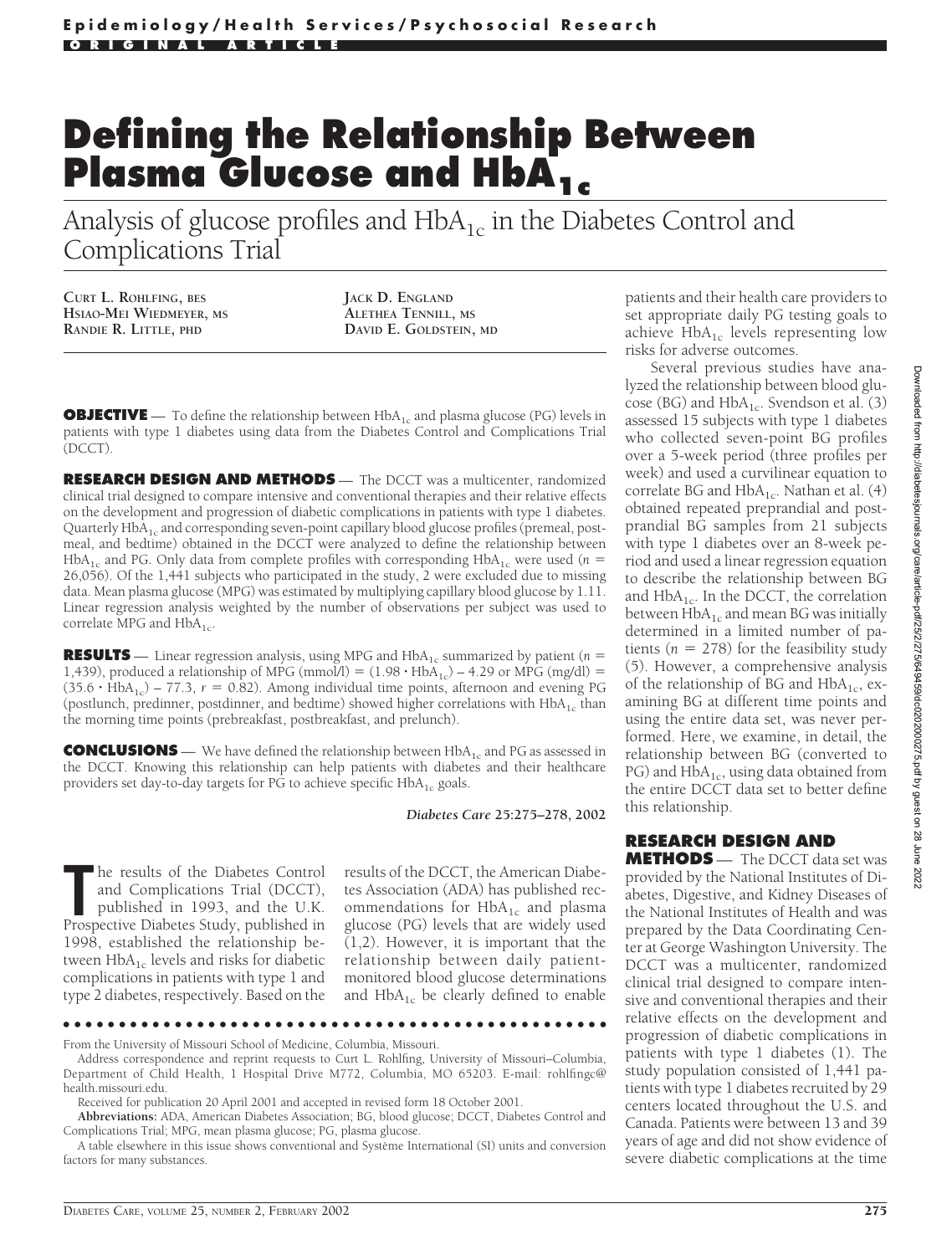Epidemiology/Health Services/Psychosocial Research

ORIGINAL ARTICLE

# Defining the Relationship Between Plasma Glucose and $HbA_{1c}$

## Analysis of glucose profiles and $HbA_{1c}$ in the Diabetes Control and Complications Trial

CURT L. ROHLFING, BES
HSIAO-MEI WIEDMEYER, MS
RANDIE R. LITTLE, PHD
JACK D. ENGLAND
ALETHEA TENNILL, MS
DAVID E. GOLDSTEIN, MD

**OBJECTIVE** — To define the relationship between $HbA_{1c}$ and plasma glucose (PG) levels in patients with type 1 diabetes using data from the Diabetes Control and Complications Trial (DCCT).

**RESEARCH DESIGN AND METHODS** — The DCCT was a multicenter, randomized clinical trial designed to compare intensive and conventional therapies and their relative effects on the development and progression of diabetic complications in patients with type 1 diabetes. Quarterly $HbA_{1c}$ and corresponding seven-point capillary blood glucose profiles (premeal, postmeal, and bedtime) obtained in the DCCT were analyzed to define the relationship between $HbA_{1c}$ and PG. Only data from complete profiles with corresponding $HbA_{1c}$ were used ($n$ = 26,056). Of the 1,441 subjects who participated in the study, 2 were excluded due to missing data. Mean plasma glucose (MPG) was estimated by multiplying capillary blood glucose by 1.11. Linear regression analysis weighted by the number of observations per subject was used to correlate MPG and $HbA_{1c}$.

**RESULTS** — Linear regression analysis, using MPG and $HbA_{1c}$ summarized by patient ($n$ = 1,439), produced a relationship of MPG (mmol/l) = ($1.98 \cdot HbA_{1c}$) − 4.29 or MPG (mg/dl) = ($35.6 \cdot HbA_{1c}$) − 77.3, $r$ = 0.82). Among individual time points, afternoon and evening PG (postlunch, predinner, postdinner, and bedtime) showed higher correlations with $HbA_{1c}$ than the morning time points (prebreakfast, postbreakfast, and prelunch).

**CONCLUSIONS** — We have defined the relationship between $HbA_{1c}$ and PG as assessed in the DCCT. Knowing this relationship can help patients with diabetes and their healthcare providers set day-to-day targets for PG to achieve specific $HbA_{1c}$ goals.

*Diabetes Care* 25:275–278, 2002

The results of the Diabetes Control and Complications Trial (DCCT), published in 1993, and the U.K. Prospective Diabetes Study, published in 1998, established the relationship between $HbA_{1c}$ levels and risks for diabetic complications in patients with type 1 and type 2 diabetes, respectively. Based on the results of the DCCT, the American Diabetes Association (ADA) has published recommendations for $HbA_{1c}$ and plasma glucose (PG) levels that are widely used (1,2). However, it is important that the relationship between daily patient-monitored blood glucose determinations and $HbA_{1c}$ be clearly defined to enable patients and their health care providers to set appropriate daily PG testing goals to achieve $HbA_{1c}$ levels representing low risks for adverse outcomes.

Several previous studies have analyzed the relationship between blood glucose (BG) and $HbA_{1c}$. Svendson et al. (3) assessed 15 subjects with type 1 diabetes who collected seven-point BG profiles over a 5-week period (three profiles per week) and used a curvilinear equation to correlate BG and $HbA_{1c}$. Nathan et al. (4) obtained repeated preprandial and postprandial BG samples from 21 subjects with type 1 diabetes over an 8-week period and used a linear regression equation to describe the relationship between BG and $HbA_{1c}$. In the DCCT, the correlation between $HbA_{1c}$ and mean BG was initially determined in a limited number of patients ($n$ = 278) for the feasibility study (5). However, a comprehensive analysis of the relationship of BG and $HbA_{1c}$, examining BG at different time points and using the entire data set, was never performed. Here, we examine, in detail, the relationship between BG (converted to PG) and $HbA_{1c}$, using data obtained from the entire DCCT data set to better define this relationship.

## RESEARCH DESIGN AND METHODS

The DCCT data set was provided by the National Institutes of Diabetes, Digestive, and Kidney Diseases of the National Institutes of Health and was prepared by the Data Coordinating Center at George Washington University. The DCCT was a multicenter, randomized clinical trial designed to compare intensive and conventional therapies and their relative effects on the development and progression of diabetic complications in patients with type 1 diabetes (1). The study population consisted of 1,441 patients with type 1 diabetes recruited by 29 centers located throughout the U.S. and Canada. Patients were between 13 and 39 years of age and did not show evidence of severe diabetic complications at the time

From the University of Missouri School of Medicine, Columbia, Missouri.

Address correspondence and reprint requests to Curt L. Rohlfing, University of Missouri–Columbia, Department of Child Health, 1 Hospital Drive M772, Columbia, MO 65203. E-mail: rohlfingc@health.missouri.edu.

Received for publication 20 April 2001 and accepted in revised form 18 October 2001.

**Abbreviations:** ADA, American Diabetes Association; BG, blood glucose; DCCT, Diabetes Control and Complications Trial; MPG, mean plasma glucose; PG, plasma glucose.

A table elsewhere in this issue shows conventional and Système International (SI) units and conversion factors for many substances.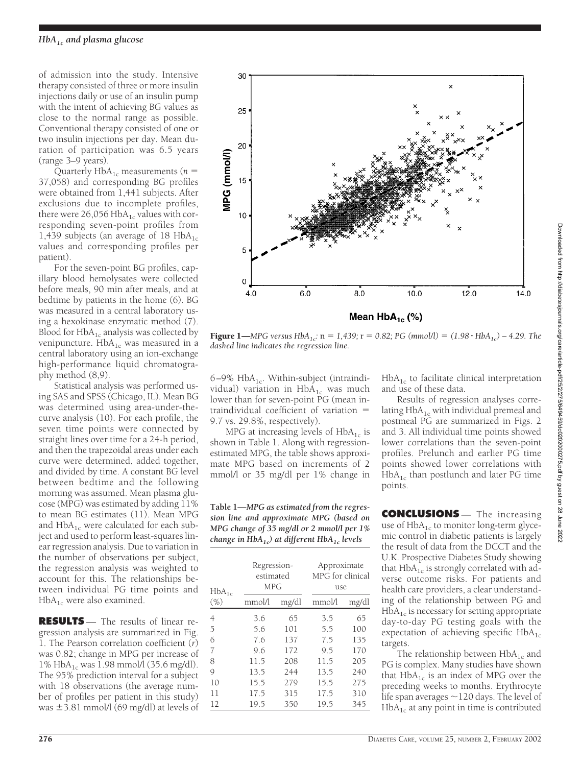of admission into the study. Intensive therapy consisted of three or more insulin injections daily or use of an insulin pump with the intent of achieving BG values as close to the normal range as possible. Conventional therapy consisted of one or two insulin injections per day. Mean duration of participation was 6.5 years (range 3–9 years).

Quarterly $HbA_{1c}$ measurements ($n$ = 37,058) and corresponding BG profiles were obtained from 1,441 subjects. After exclusions due to incomplete profiles, there were 26,056 $HbA_{1c}$ values with corresponding seven-point profiles from 1,439 subjects (an average of 18 $HbA_{1c}$ values and corresponding profiles per patient).

For the seven-point BG profiles, capillary blood hemolysates were collected before meals, 90 min after meals, and at bedtime by patients in the home (6). BG was measured in a central laboratory using a hexokinase enzymatic method (7). Blood for $HbA_{1c}$ analysis was collected by venipuncture. $HbA_{1c}$ was measured in a central laboratory using an ion-exchange high-performance liquid chromatography method (8,9).

Statistical analysis was performed using SAS and SPSS (Chicago, IL). Mean BG was determined using area-under-the-curve analysis (10). For each profile, the seven time points were connected by straight lines over time for a 24-h period, and then the trapezoidal areas under each curve were determined, added together, and divided by time. A constant BG level between bedtime and the following morning was assumed. Mean plasma glucose (MPG) was estimated by adding 11% to mean BG estimates (11). Mean MPG and $HbA_{1c}$ were calculated for each subject and used to perform least-squares linear regression analysis. Due to variation in the number of observations per subject, the regression analysis was weighted to account for this. The relationships between individual PG time points and $HbA_{1c}$ were also examined.

**RESULTS** — The results of linear regression analysis are summarized in Fig. 1. The Pearson correlation coefficient ($r$) was 0.82; change in MPG per increase of 1% $HbA_{1c}$ was 1.98 mmol/l (35.6 mg/dl). The 95% prediction interval for a subject with 18 observations (the average number of profiles per patient in this study) was ±3.81 mmol/l (69 mg/dl) at levels of 6–9% $HbA_{1c}$. Within-subject (intraindividual) variation in $HbA_{1c}$ was much lower than for seven-point PG (mean intraindividual coefficient of variation = 9.7 vs. 29.8%, respectively).

MPG at increasing levels of $HbA_{1c}$ is shown in Table 1. Along with regression-estimated MPG, the table shows approximate MPG based on increments of 2 mmol/l or 35 mg/dl per 1% change in $HbA_{1c}$ to facilitate clinical interpretation and use of these data.

Results of regression analyses correlating $HbA_{1c}$ with individual premeal and postmeal PG are summarized in Figs. 2 and 3. All individual time points showed lower correlations than the seven-point profiles. Prelunch and earlier PG time points showed lower correlations with $HbA_{1c}$ than postlunch and later PG time points.

**Figure 1**—*MPG versus $HbA_{1c}$:* n *= 1,439;* r *= 0.82; PG (mmol/l) = ($1.98 \cdot HbA_{1c}$) – 4.29. The dashed line indicates the regression line.*

**Table 1—*MPG as estimated from the regression line and approximate MPG (based on MPG change of 35 mg/dl or 2 mmol/l per 1% change in $HbA_{1c}$) at different $HbA_{1c}$ levels***

| $HbA_{1c}$ (%) | Regression-estimated MPG | | Approximate MPG for clinical use | |
|---|---|---|---|---|
| | mmol/l | mg/dl | mmol/l | mg/dl |
| 4 | 3.6 | 65 | 3.5 | 65 |
| 5 | 5.6 | 101 | 5.5 | 100 |
| 6 | 7.6 | 137 | 7.5 | 135 |
| 7 | 9.6 | 172 | 9.5 | 170 |
| 8 | 11.5 | 208 | 11.5 | 205 |
| 9 | 13.5 | 244 | 13.5 | 240 |
| 10 | 15.5 | 279 | 15.5 | 275 |
| 11 | 17.5 | 315 | 17.5 | 310 |
| 12 | 19.5 | 350 | 19.5 | 345 |

**CONCLUSIONS** — The increasing use of $HbA_{1c}$ to monitor long-term glycemic control in diabetic patients is largely the result of data from the DCCT and the U.K. Prospective Diabetes Study showing that $HbA_{1c}$ is strongly correlated with adverse outcome risks. For patients and health care providers, a clear understanding of the relationship between PG and $HbA_{1c}$ is necessary for setting appropriate day-to-day PG testing goals with the expectation of achieving specific $HbA_{1c}$ targets.

The relationship between $HbA_{1c}$ and PG is complex. Many studies have shown that $HbA_{1c}$ is an index of MPG over the preceding weeks to months. Erythrocyte life span averages ~120 days. The level of $HbA_{1c}$ at any point in time is contributed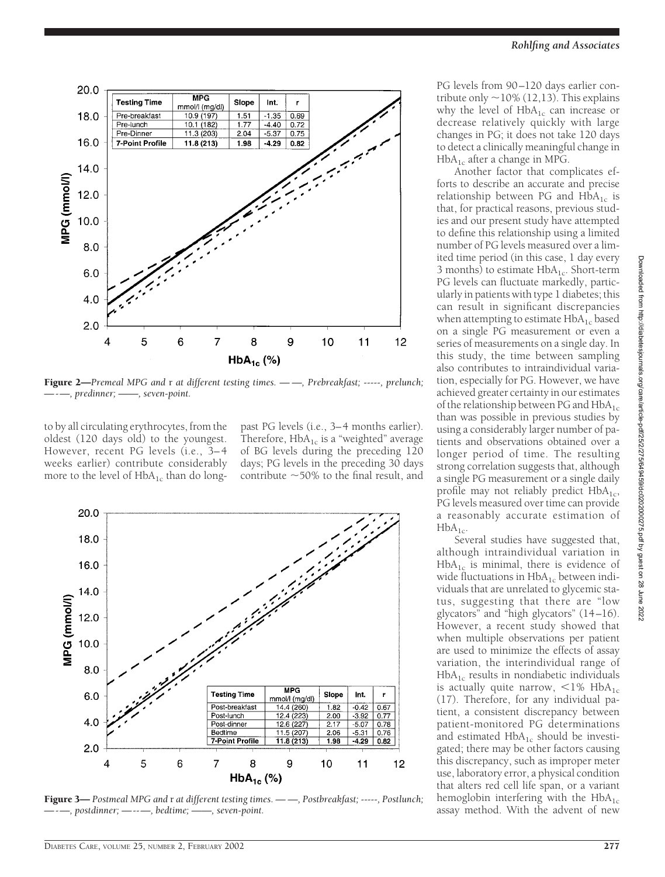| Testing Time | MPG mmol/l (mg/dl) | Slope | Int. | r |
|---|---|---|---|---|
| Pre-breakfast | 10.9 (197) | 1.51 | -1.35 | 0.69 |
| Pre-lunch | 10.1 (182) | 1.77 | -4.40 | 0.72 |
| Pre-Dinner | 11.3 (203) | 2.04 | -5.37 | 0.75 |
| **7-Point Profile** | **11.8 (213)** | **1.98** | **-4.29** | **0.82** |

**Figure 2—***Premeal MPG and* r *at different testing times. — —, Prebreakfast; -----, prelunch; —-—, predinner; ——, seven-point.*

| Testing Time | MPG mmol/l (mg/dl) | Slope | Int. | r |
|---|---|---|---|---|
| Post-breakfast | 14.4 (260) | 1.82 | -0.42 | 0.67 |
| Post-lunch | 12.4 (223) | 2.00 | -3.92 | 0.77 |
| Post-dinner | 12.6 (227) | 2.17 | -5.07 | 0.78 |
| Bedtime | 11.5 (207) | 2.06 | -5.31 | 0.76 |
| **7-Point Profile** | **11.8 (213)** | **1.98** | **-4.29** | **0.82** |

**Figure 3—** *Postmeal MPG and* r *at different testing times. — —, Postbreakfast; -----, Postlunch; —-—, postdinner; —--—, bedtime; ——, seven-point.*

to by all circulating erythrocytes, from the oldest (120 days old) to the youngest. However, recent PG levels (i.e., 3–4 weeks earlier) contribute considerably more to the level of $HbA_{1c}$ than do long-past PG levels (i.e., 3–4 months earlier). Therefore, $HbA_{1c}$ is a "weighted" average of BG levels during the preceding 120 days; PG levels in the preceding 30 days contribute ~50% to the final result, and PG levels from 90–120 days earlier contribute only ~10% (12,13). This explains why the level of $HbA_{1c}$ can increase or decrease relatively quickly with large changes in PG; it does not take 120 days to detect a clinically meaningful change in $HbA_{1c}$ after a change in MPG.

Another factor that complicates efforts to describe an accurate and precise relationship between PG and $HbA_{1c}$ is that, for practical reasons, previous studies and our present study have attempted to define this relationship using a limited number of PG levels measured over a limited time period (in this case, 1 day every 3 months) to estimate $HbA_{1c}$. Short-term PG levels can fluctuate markedly, particularly in patients with type 1 diabetes; this can result in significant discrepancies when attempting to estimate $HbA_{1c}$ based on a single PG measurement or even a series of measurements on a single day. In this study, the time between sampling also contributes to intraindividual variation, especially for PG. However, we have achieved greater certainty in our estimates of the relationship between PG and $HbA_{1c}$ than was possible in previous studies by using a considerably larger number of patients and observations obtained over a longer period of time. The resulting strong correlation suggests that, although a single PG measurement or a single daily profile may not reliably predict $HbA_{1c}$, PG levels measured over time can provide a reasonably accurate estimation of $HbA_{1c}$.

Several studies have suggested that, although intraindividual variation in $HbA_{1c}$ is minimal, there is evidence of wide fluctuations in $HbA_{1c}$ between individuals that are unrelated to glycemic status, suggesting that there are "low glycators" and "high glycators" (14–16). However, a recent study showed that when multiple observations per patient are used to minimize the effects of assay variation, the interindividual range of $HbA_{1c}$ results in nondiabetic individuals is actually quite narrow, <1% $HbA_{1c}$ (17). Therefore, for any individual patient, a consistent discrepancy between patient-monitored PG determinations and estimated $HbA_{1c}$ should be investigated; there may be other factors causing this discrepancy, such as improper meter use, laboratory error, a physical condition that alters red cell life span, or a variant hemoglobin interfering with the $HbA_{1c}$ assay method. With the advent of new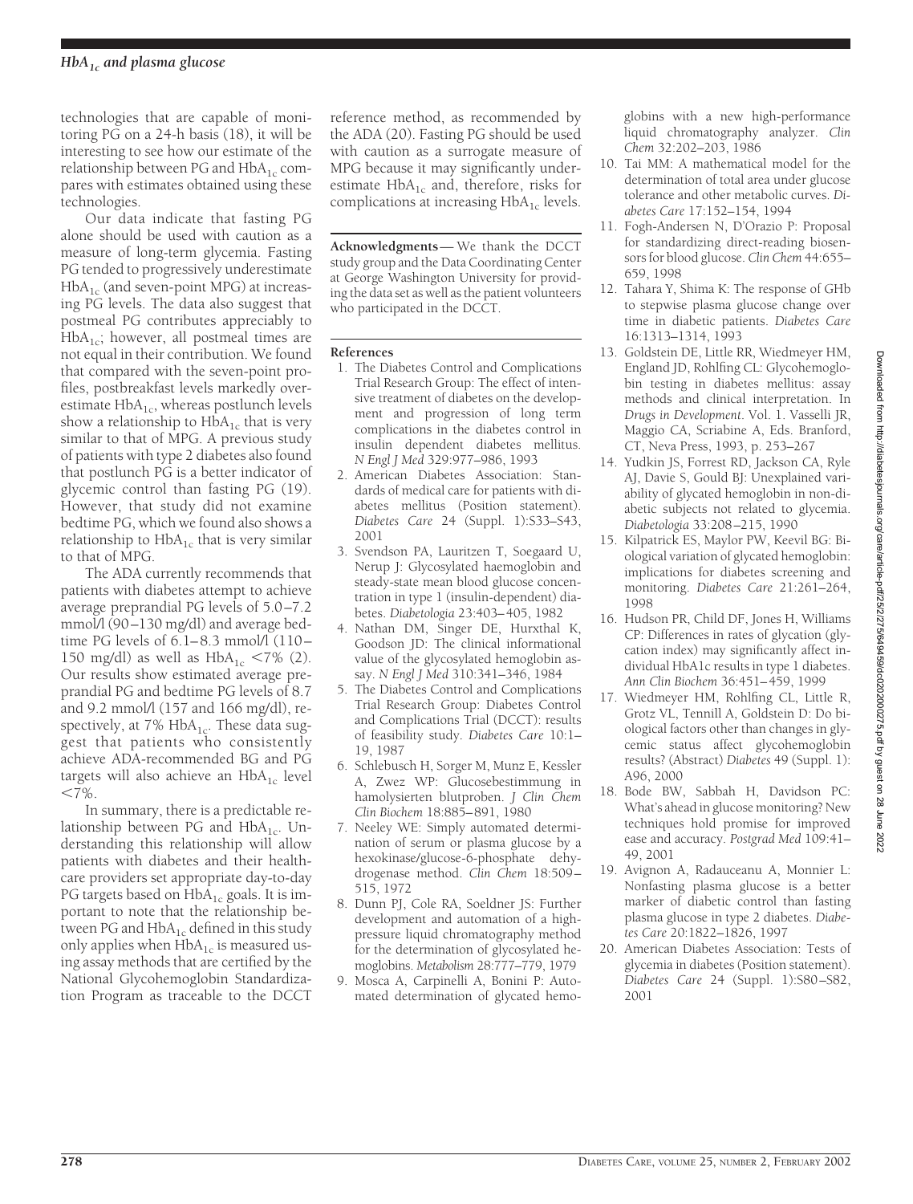technologies that are capable of monitoring PG on a 24-h basis (18), it will be interesting to see how our estimate of the relationship between PG and $HbA_{1c}$ compares with estimates obtained using these technologies.

Our data indicate that fasting PG alone should be used with caution as a measure of long-term glycemia. Fasting PG tended to progressively underestimate $HbA_{1c}$ (and seven-point MPG) at increasing PG levels. The data also suggest that postmeal PG contributes appreciably to $HbA_{1c}$; however, all postmeal times are not equal in their contribution. We found that compared with the seven-point profiles, postbreakfast levels markedly overestimate $HbA_{1c}$, whereas postlunch levels show a relationship to $HbA_{1c}$ that is very similar to that of MPG. A previous study of patients with type 2 diabetes also found that postlunch PG is a better indicator of glycemic control than fasting PG (19). However, that study did not examine bedtime PG, which we found also shows a relationship to $HbA_{1c}$ that is very similar to that of MPG.

The ADA currently recommends that patients with diabetes attempt to achieve average preprandial PG levels of 5.0–7.2 mmol/l (90–130 mg/dl) and average bedtime PG levels of 6.1–8.3 mmol/l (110–150 mg/dl) as well as $HbA_{1c}$ <7% (2). Our results show estimated average preprandial PG and bedtime PG levels of 8.7 and 9.2 mmol/l (157 and 166 mg/dl), respectively, at 7% $HbA_{1c}$. These data suggest that patients who consistently achieve ADA-recommended BG and PG targets will also achieve an $HbA_{1c}$ level <7%.

In summary, there is a predictable relationship between PG and $HbA_{1c}$. Understanding this relationship will allow patients with diabetes and their health-care providers set appropriate day-to-day PG targets based on $HbA_{1c}$ goals. It is important to note that the relationship between PG and $HbA_{1c}$ defined in this study only applies when $HbA_{1c}$ is measured using assay methods that are certified by the National Glycohemoglobin Standardization Program as traceable to the DCCT reference method, as recommended by the ADA (20). Fasting PG should be used with caution as a surrogate measure of MPG because it may significantly underestimate $HbA_{1c}$ and, therefore, risks for complications at increasing $HbA_{1c}$ levels.

**Acknowledgments**— We thank the DCCT study group and the Data Coordinating Center at George Washington University for providing the data set as well as the patient volunteers who participated in the DCCT.

## References

1. The Diabetes Control and Complications Trial Research Group: The effect of intensive treatment of diabetes on the development and progression of long term complications in the diabetes control in insulin dependent diabetes mellitus. *N Engl J Med* 329:977–986, 1993
2. American Diabetes Association: Standards of medical care for patients with diabetes mellitus (Position statement). *Diabetes Care* 24 (Suppl. 1):S33–S43, 2001
3. Svendson PA, Lauritzen T, Soegaard U, Nerup J: Glycosylated haemoglobin and steady-state mean blood glucose concentration in type 1 (insulin-dependent) diabetes. *Diabetologia* 23:403–405, 1982
4. Nathan DM, Singer DE, Hurxthal K, Goodson JD: The clinical informational value of the glycosylated hemoglobin assay. *N Engl J Med* 310:341–346, 1984
5. The Diabetes Control and Complications Trial Research Group: Diabetes Control and Complications Trial (DCCT): results of feasibility study. *Diabetes Care* 10:1–19, 1987
6. Schlebusch H, Sorger M, Munz E, Kessler A, Zwez WP: Glucosebestimmung in hamolysierten blutproben. *J Clin Chem Clin Biochem* 18:885–891, 1980
7. Neeley WE: Simply automated determination of serum or plasma glucose by a hexokinase/glucose-6-phosphate dehydrogenase method. *Clin Chem* 18:509–515, 1972
8. Dunn PJ, Cole RA, Soeldner JS: Further development and automation of a high-pressure liquid chromatography method for the determination of glycosylated hemoglobins. *Metabolism* 28:777–779, 1979
9. Mosca A, Carpinelli A, Bonini P: Automated determination of glycated hemoglobins with a new high-performance liquid chromatography analyzer. *Clin Chem* 32:202–203, 1986
10. Tai MM: A mathematical model for the determination of total area under glucose tolerance and other metabolic curves. *Diabetes Care* 17:152–154, 1994
11. Fogh-Andersen N, D'Orazio P: Proposal for standardizing direct-reading biosensors for blood glucose. *Clin Chem* 44:655–659, 1998
12. Tahara Y, Shima K: The response of GHb to stepwise plasma glucose change over time in diabetic patients. *Diabetes Care* 16:1313–1314, 1993
13. Goldstein DE, Little RR, Wiedmeyer HM, England JD, Rohlfing CL: Glycohemoglobin testing in diabetes mellitus: assay methods and clinical interpretation. In *Drugs in Development*. Vol. 1. Vasselli JR, Maggio CA, Scriabine A, Eds. Branford, CT, Neva Press, 1993, p. 253–267
14. Yudkin JS, Forrest RD, Jackson CA, Ryle AJ, Davie S, Gould BJ: Unexplained variability of glycated hemoglobin in non-diabetic subjects not related to glycemia. *Diabetologia* 33:208–215, 1990
15. Kilpatrick ES, Maylor PW, Keevil BG: Biological variation of glycated hemoglobin: implications for diabetes screening and monitoring. *Diabetes Care* 21:261–264, 1998
16. Hudson PR, Child DF, Jones H, Williams CP: Differences in rates of glycation (glycation index) may significantly affect individual HbA1c results in type 1 diabetes. *Ann Clin Biochem* 36:451–459, 1999
17. Wiedmeyer HM, Rohlfing CL, Little R, Grotz VL, Tennill A, Goldstein D: Do biological factors other than changes in glycemic status affect glycohemoglobin results? (Abstract) *Diabetes* 49 (Suppl. 1): A96, 2000
18. Bode BW, Sabbah H, Davidson PC: What's ahead in glucose monitoring? New techniques hold promise for improved ease and accuracy. *Postgrad Med* 109:41–49, 2001
19. Avignon A, Radauceanu A, Monnier L: Nonfasting plasma glucose is a better marker of diabetic control than fasting plasma glucose in type 2 diabetes. *Diabetes Care* 20:1822–1826, 1997
20. American Diabetes Association: Tests of glycemia in diabetes (Position statement). *Diabetes Care* 24 (Suppl. 1):S80–S82, 2001